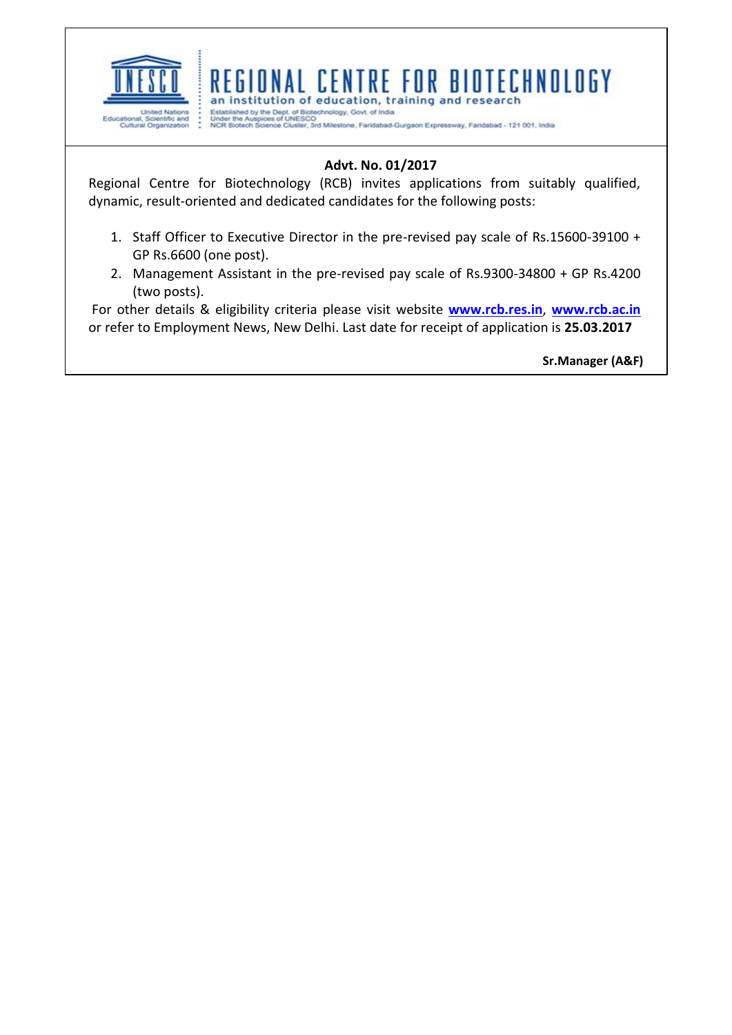# REGIONAL CENTRE FOR BIOTECHNOLOGY

an institution of education, training and research

United Nations Educational, Scientific and Cultural Organization

Established by the Dept. of Biotechnology, Govt. of India
Under the Auspices of UNESCO
NCR Biotech Science Cluster, 3rd Milestone, Faridabad-Gurgaon Expressway, Faridabad - 121 001, India

**Advt. No. 01/2017**

Regional Centre for Biotechnology (RCB) invites applications from suitably qualified, dynamic, result-oriented and dedicated candidates for the following posts:

1. Staff Officer to Executive Director in the pre-revised pay scale of Rs.15600-39100 + GP Rs.6600 (one post).
2. Management Assistant in the pre-revised pay scale of Rs.9300-34800 + GP Rs.4200 (two posts).

For other details & eligibility criteria please visit website **www.rcb.res.in**, **www.rcb.ac.in** or refer to Employment News, New Delhi. Last date for receipt of application is **25.03.2017**

**Sr.Manager (A&F)**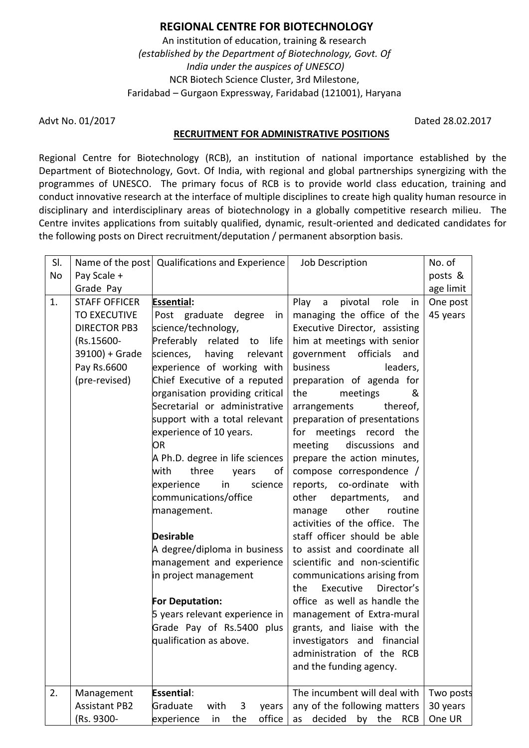# REGIONAL CENTRE FOR BIOTECHNOLOGY

An institution of education, training & research
*(established by the Department of Biotechnology, Govt. Of India under the auspices of UNESCO)*
NCR Biotech Science Cluster, 3rd Milestone,
Faridabad – Gurgaon Expressway, Faridabad (121001), Haryana

Advt No. 01/2017 Dated 28.02.2017

**RECRUITMENT FOR ADMINISTRATIVE POSITIONS**

Regional Centre for Biotechnology (RCB), an institution of national importance established by the Department of Biotechnology, Govt. Of India, with regional and global partnerships synergizing with the programmes of UNESCO. The primary focus of RCB is to provide world class education, training and conduct innovative research at the interface of multiple disciplines to create high quality human resource in disciplinary and interdisciplinary areas of biotechnology in a globally competitive research milieu. The Centre invites applications from suitably qualified, dynamic, result-oriented and dedicated candidates for the following posts on Direct recruitment/deputation / permanent absorption basis.

| Sl. No | Name of the post Pay Scale + Grade Pay | Qualifications and Experience | Job Description | No. of posts & age limit |
|---|---|---|---|---|
| 1. | STAFF OFFICER TO EXECUTIVE DIRECTOR PB3 (Rs.15600-39100) + Grade Pay Rs.6600 (pre-revised) | **Essential:** Post graduate degree in science/technology, Preferably related to life sciences, having relevant experience of working with Chief Executive of a reputed organisation providing critical Secretarial or administrative support with a total relevant experience of 10 years. OR A Ph.D. degree in life sciences with three years of experience in science communications/office management. **Desirable** A degree/diploma in business management and experience in project management **For Deputation:** 5 years relevant experience in Grade Pay of Rs.5400 plus qualification as above. | Play a pivotal role in managing the office of the Executive Director, assisting him at meetings with senior government officials and business leaders, preparation of agenda for the meetings & arrangements thereof, preparation of presentations for meetings record the meeting discussions and prepare the action minutes, compose correspondence / reports, co-ordinate with other departments, and manage other routine activities of the office. The staff officer should be able to assist and coordinate all scientific and non-scientific communications arising from the Executive Director's office as well as handle the management of Extra-mural grants, and liaise with the investigators and financial administration of the RCB and the funding agency. | One post 45 years |
| 2. | Management Assistant PB2 (Rs. 9300- | **Essential**: Graduate with 3 years experience in the office | The incumbent will deal with any of the following matters as decided by the RCB | Two posts 30 years One UR |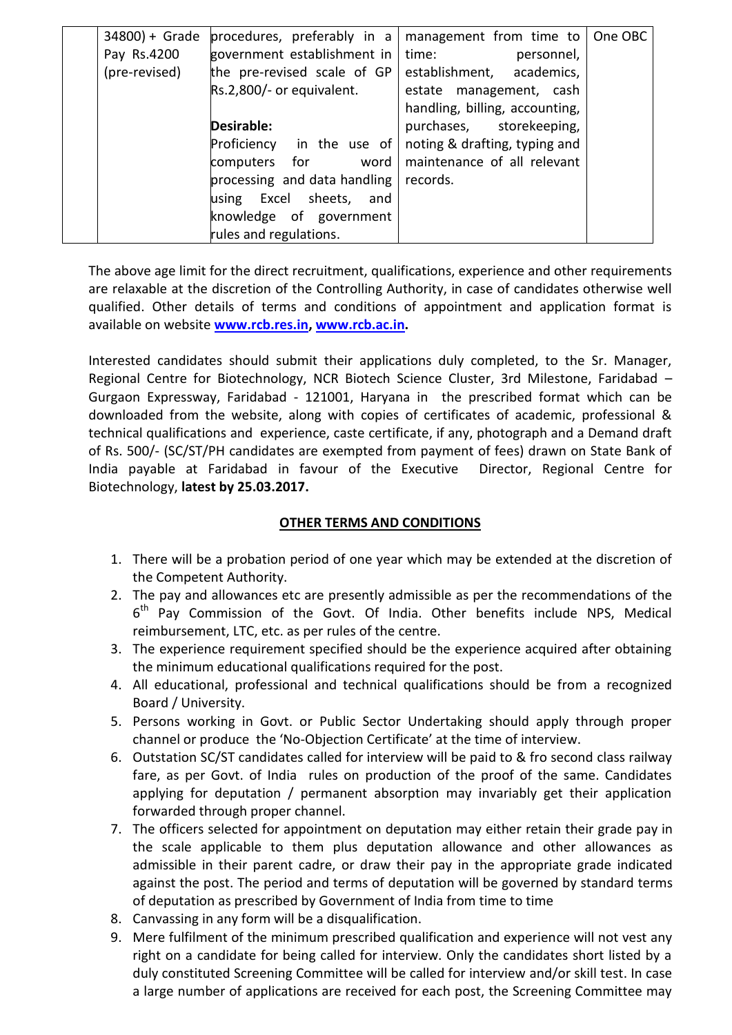|  | 34800) + Grade Pay Rs.4200 (pre-revised) | procedures, preferably in a government establishment in the pre-revised scale of GP Rs.2,800/- or equivalent.<br><br>**Desirable:**<br>Proficiency in the use of computers for word processing and data handling using Excel sheets, and knowledge of government rules and regulations. | management from time to time: personnel, establishment, academics, estate management, cash handling, billing, accounting, purchases, storekeeping, noting & drafting, typing and maintenance of all relevant records. | One OBC |
|---|---|---|---|---|

The above age limit for the direct recruitment, qualifications, experience and other requirements are relaxable at the discretion of the Controlling Authority, in case of candidates otherwise well qualified. Other details of terms and conditions of appointment and application format is available on website **www.rcb.res.in, www.rcb.ac.in.**

Interested candidates should submit their applications duly completed, to the Sr. Manager, Regional Centre for Biotechnology, NCR Biotech Science Cluster, 3rd Milestone, Faridabad – Gurgaon Expressway, Faridabad - 121001, Haryana in the prescribed format which can be downloaded from the website, along with copies of certificates of academic, professional & technical qualifications and experience, caste certificate, if any, photograph and a Demand draft of Rs. 500/- (SC/ST/PH candidates are exempted from payment of fees) drawn on State Bank of India payable at Faridabad in favour of the Executive Director, Regional Centre for Biotechnology, **latest by 25.03.2017.**

## OTHER TERMS AND CONDITIONS

1. There will be a probation period of one year which may be extended at the discretion of the Competent Authority.
2. The pay and allowances etc are presently admissible as per the recommendations of the 6th Pay Commission of the Govt. Of India. Other benefits include NPS, Medical reimbursement, LTC, etc. as per rules of the centre.
3. The experience requirement specified should be the experience acquired after obtaining the minimum educational qualifications required for the post.
4. All educational, professional and technical qualifications should be from a recognized Board / University.
5. Persons working in Govt. or Public Sector Undertaking should apply through proper channel or produce the 'No-Objection Certificate' at the time of interview.
6. Outstation SC/ST candidates called for interview will be paid to & fro second class railway fare, as per Govt. of India rules on production of the proof of the same. Candidates applying for deputation / permanent absorption may invariably get their application forwarded through proper channel.
7. The officers selected for appointment on deputation may either retain their grade pay in the scale applicable to them plus deputation allowance and other allowances as admissible in their parent cadre, or draw their pay in the appropriate grade indicated against the post. The period and terms of deputation will be governed by standard terms of deputation as prescribed by Government of India from time to time
8. Canvassing in any form will be a disqualification.
9. Mere fulfilment of the minimum prescribed qualification and experience will not vest any right on a candidate for being called for interview. Only the candidates short listed by a duly constituted Screening Committee will be called for interview and/or skill test. In case a large number of applications are received for each post, the Screening Committee may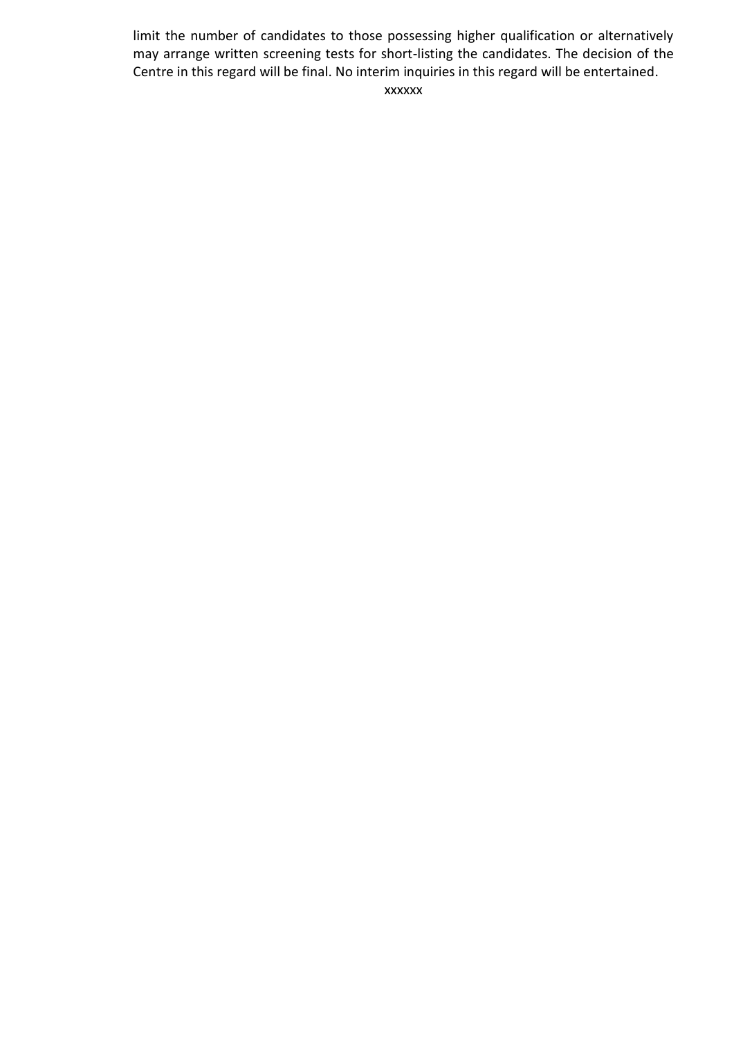limit the number of candidates to those possessing higher qualification or alternatively may arrange written screening tests for short-listing the candidates. The decision of the Centre in this regard will be final. No interim inquiries in this regard will be entertained.

xxxxxx